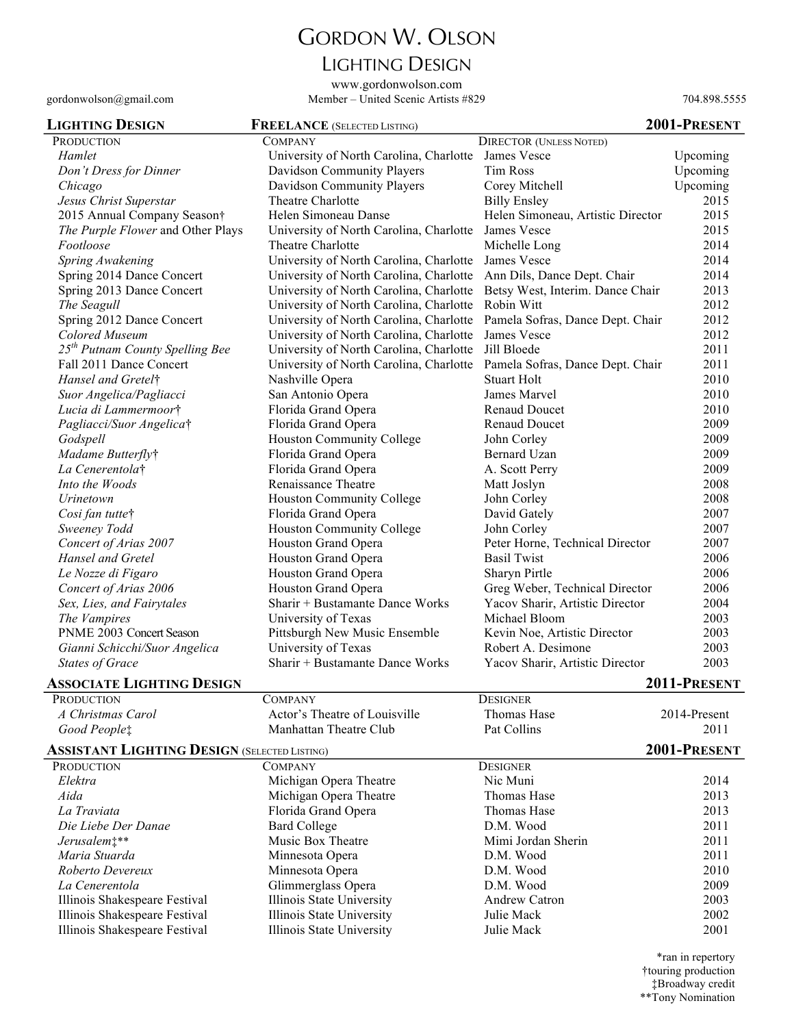# Gordon W. Olson
## Lighting Design

www.gordonwolson.com

gordonwolson@gmail.com — Member – United Scenic Artists #829 — 704.898.5555

### Lighting Design — Freelance (Selected Listing) — 2001-Present

| Production | Company | Director (Unless Noted) | |
|---|---|---|---|
| *Hamlet* | University of North Carolina, Charlotte | James Vesce | Upcoming |
| *Don't Dress for Dinner* | Davidson Community Players | Tim Ross | Upcoming |
| *Chicago* | Davidson Community Players | Corey Mitchell | Upcoming |
| *Jesus Christ Superstar* | Theatre Charlotte | Billy Ensley | 2015 |
| 2015 Annual Company Season† | Helen Simoneau Danse | Helen Simoneau, Artistic Director | 2015 |
| *The Purple Flower* and Other Plays | University of North Carolina, Charlotte | James Vesce | 2015 |
| *Footloose* | Theatre Charlotte | Michelle Long | 2014 |
| *Spring Awakening* | University of North Carolina, Charlotte | James Vesce | 2014 |
| Spring 2014 Dance Concert | University of North Carolina, Charlotte | Ann Dils, Dance Dept. Chair | 2014 |
| Spring 2013 Dance Concert | University of North Carolina, Charlotte | Betsy West, Interim. Dance Chair | 2013 |
| *The Seagull* | University of North Carolina, Charlotte | Robin Witt | 2012 |
| Spring 2012 Dance Concert | University of North Carolina, Charlotte | Pamela Sofras, Dance Dept. Chair | 2012 |
| *Colored Museum* | University of North Carolina, Charlotte | James Vesce | 2012 |
| *25th Putnam County Spelling Bee* | University of North Carolina, Charlotte | Jill Bloede | 2011 |
| Fall 2011 Dance Concert | University of North Carolina, Charlotte | Pamela Sofras, Dance Dept. Chair | 2011 |
| *Hansel and Gretel*† | Nashville Opera | Stuart Holt | 2010 |
| *Suor Angelica/Pagliacci* | San Antonio Opera | James Marvel | 2010 |
| *Lucia di Lammermoor*† | Florida Grand Opera | Renaud Doucet | 2010 |
| *Pagliacci/Suor Angelica*† | Florida Grand Opera | Renaud Doucet | 2009 |
| *Godspell* | Houston Community College | John Corley | 2009 |
| *Madame Butterfly*† | Florida Grand Opera | Bernard Uzan | 2009 |
| *La Cenerentola*† | Florida Grand Opera | A. Scott Perry | 2009 |
| *Into the Woods* | Renaissance Theatre | Matt Joslyn | 2008 |
| *Urinetown* | Houston Community College | John Corley | 2008 |
| *Cosi fan tutte*† | Florida Grand Opera | David Gately | 2007 |
| *Sweeney Todd* | Houston Community College | John Corley | 2007 |
| *Concert of Arias 2007* | Houston Grand Opera | Peter Horne, Technical Director | 2007 |
| *Hansel and Gretel* | Houston Grand Opera | Basil Twist | 2006 |
| *Le Nozze di Figaro* | Houston Grand Opera | Sharyn Pirtle | 2006 |
| *Concert of Arias 2006* | Houston Grand Opera | Greg Weber, Technical Director | 2006 |
| *Sex, Lies, and Fairytales* | Sharir + Bustamante Dance Works | Yacov Sharir, Artistic Director | 2004 |
| *The Vampires* | University of Texas | Michael Bloom | 2003 |
| PNME 2003 Concert Season | Pittsburgh New Music Ensemble | Kevin Noe, Artistic Director | 2003 |
| *Gianni Schicchi/Suor Angelica* | University of Texas | Robert A. Desimone | 2003 |
| *States of Grace* | Sharir + Bustamante Dance Works | Yacov Sharir, Artistic Director | 2003 |

### Associate Lighting Design — 2011-Present

| Production | Company | Designer | |
|---|---|---|---|
| *A Christmas Carol* | Actor's Theatre of Louisville | Thomas Hase | 2014-Present |
| *Good People*‡ | Manhattan Theatre Club | Pat Collins | 2011 |

### Assistant Lighting Design (Selected Listing) — 2001-Present

| Production | Company | Designer | |
|---|---|---|---|
| *Elektra* | Michigan Opera Theatre | Nic Muni | 2014 |
| *Aida* | Michigan Opera Theatre | Thomas Hase | 2013 |
| *La Traviata* | Florida Grand Opera | Thomas Hase | 2013 |
| *Die Liebe Der Danae* | Bard College | D.M. Wood | 2011 |
| *Jerusalem*‡** | Music Box Theatre | Mimi Jordan Sherin | 2011 |
| *Maria Stuarda* | Minnesota Opera | D.M. Wood | 2011 |
| *Roberto Devereux* | Minnesota Opera | D.M. Wood | 2010 |
| *La Cenerentola* | Glimmerglass Opera | D.M. Wood | 2009 |
| Illinois Shakespeare Festival | Illinois State University | Andrew Catron | 2003 |
| Illinois Shakespeare Festival | Illinois State University | Julie Mack | 2002 |
| Illinois Shakespeare Festival | Illinois State University | Julie Mack | 2001 |

*ran in repertory
†touring production
‡Broadway credit
**Tony Nomination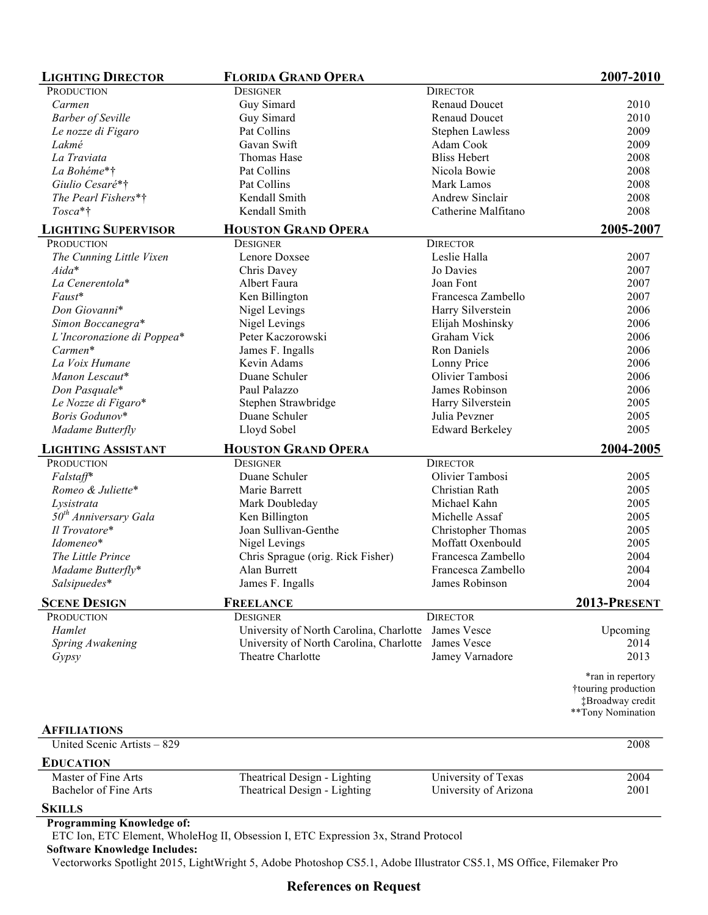| **Lighting Director** | **Florida Grand Opera** | | **2007-2010** |
|---|---|---|---|
| Production | Designer | Director | |
| *Carmen* | Guy Simard | Renaud Doucet | 2010 |
| *Barber of Seville* | Guy Simard | Renaud Doucet | 2010 |
| *Le nozze di Figaro* | Pat Collins | Stephen Lawless | 2009 |
| *Lakmé* | Gavan Swift | Adam Cook | 2009 |
| *La Traviata* | Thomas Hase | Bliss Hebert | 2008 |
| *La Bohéme*\*† | Pat Collins | Nicola Bowie | 2008 |
| *Giulio Cesaré*\*† | Pat Collins | Mark Lamos | 2008 |
| *The Pearl Fishers*\*† | Kendall Smith | Andrew Sinclair | 2008 |
| *Tosca*\*† | Kendall Smith | Catherine Malfitano | 2008 |

| **Lighting Supervisor** | **Houston Grand Opera** | | **2005-2007** |
|---|---|---|---|
| Production | Designer | Director | |
| *The Cunning Little Vixen* | Lenore Doxsee | Leslie Halla | 2007 |
| *Aida*\* | Chris Davey | Jo Davies | 2007 |
| *La Cenerentola*\* | Albert Faura | Joan Font | 2007 |
| *Faust*\* | Ken Billington | Francesca Zambello | 2007 |
| *Don Giovanni*\* | Nigel Levings | Harry Silverstein | 2006 |
| *Simon Boccanegra*\* | Nigel Levings | Elijah Moshinsky | 2006 |
| *L'Incoronazione di Poppea*\* | Peter Kaczorowski | Graham Vick | 2006 |
| *Carmen*\* | James F. Ingalls | Ron Daniels | 2006 |
| *La Voix Humane* | Kevin Adams | Lonny Price | 2006 |
| *Manon Lescaut*\* | Duane Schuler | Olivier Tambosi | 2006 |
| *Don Pasquale*\* | Paul Palazzo | James Robinson | 2006 |
| *Le Nozze di Figaro*\* | Stephen Strawbridge | Harry Silverstein | 2005 |
| *Boris Godunov*\* | Duane Schuler | Julia Pevzner | 2005 |
| *Madame Butterfly* | Lloyd Sobel | Edward Berkeley | 2005 |

| **Lighting Assistant** | **Houston Grand Opera** | | **2004-2005** |
|---|---|---|---|
| Production | Designer | Director | |
| *Falstaff*\* | Duane Schuler | Olivier Tambosi | 2005 |
| *Romeo & Juliette*\* | Marie Barrett | Christian Rath | 2005 |
| *Lysistrata* | Mark Doubleday | Michael Kahn | 2005 |
| *50th Anniversary Gala* | Ken Billington | Michelle Assaf | 2005 |
| *Il Trovatore*\* | Joan Sullivan-Genthe | Christopher Thomas | 2005 |
| *Idomeneo*\* | Nigel Levings | Moffatt Oxenbould | 2005 |
| *The Little Prince* | Chris Sprague (orig. Rick Fisher) | Francesca Zambello | 2004 |
| *Madame Butterfly*\* | Alan Burrett | Francesca Zambello | 2004 |
| *Salsipuedes*\* | James F. Ingalls | James Robinson | 2004 |

| **Scene Design** | **Freelance** | | **2013-Present** |
|---|---|---|---|
| Production | Designer | Director | |
| *Hamlet* | University of North Carolina, Charlotte | James Vesce | Upcoming |
| *Spring Awakening* | University of North Carolina, Charlotte | James Vesce | 2014 |
| *Gypsy* | Theatre Charlotte | Jamey Varnadore | 2013 |

\*ran in repertory
†touring production
‡Broadway credit
\*\*Tony Nomination

## Affiliations

| | |
|---|---|
| United Scenic Artists – 829 | 2008 |

## Education

| | | | |
|---|---|---|---|
| Master of Fine Arts | Theatrical Design - Lighting | University of Texas | 2004 |
| Bachelor of Fine Arts | Theatrical Design - Lighting | University of Arizona | 2001 |

## Skills

**Programming Knowledge of:**
ETC Ion, ETC Element, WholeHog II, Obsession I, ETC Expression 3x, Strand Protocol

**Software Knowledge Includes:**
Vectorworks Spotlight 2015, LightWright 5, Adobe Photoshop CS5.1, Adobe Illustrator CS5.1, MS Office, Filemaker Pro

**References on Request**